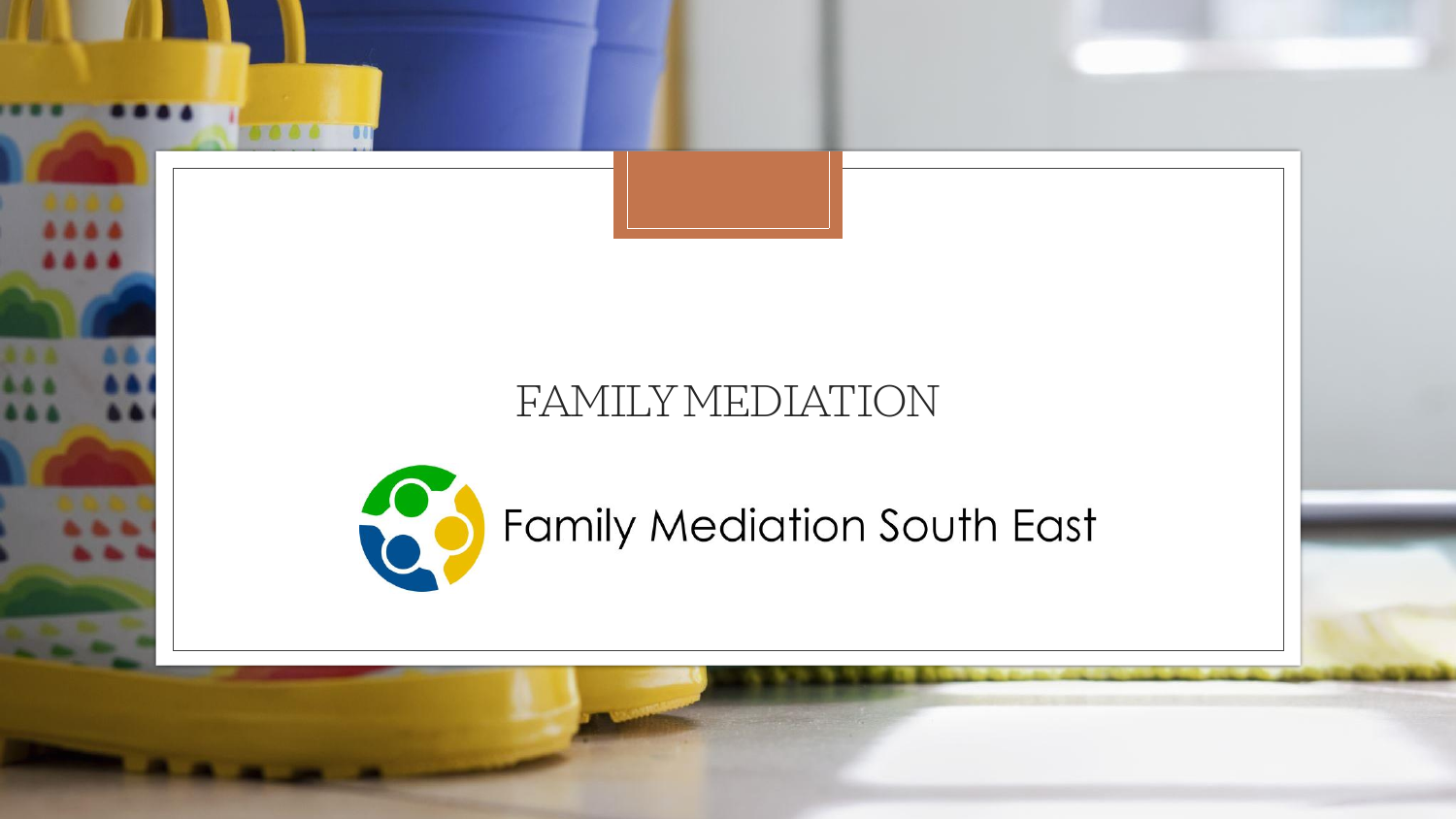# FAMILY MEDIATION

Family Mediation South East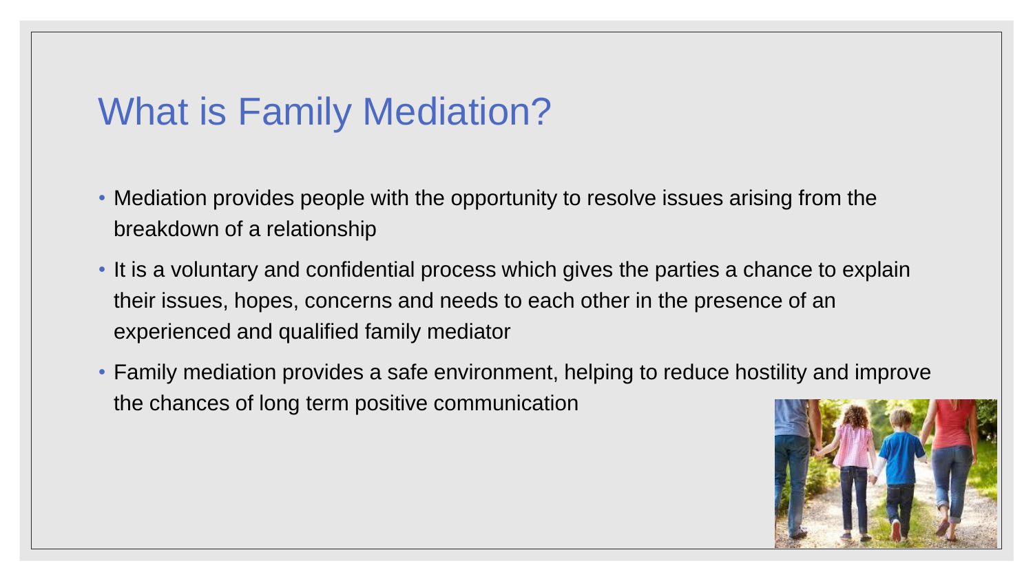# What is Family Mediation?

- Mediation provides people with the opportunity to resolve issues arising from the breakdown of a relationship
- It is a voluntary and confidential process which gives the parties a chance to explain their issues, hopes, concerns and needs to each other in the presence of an experienced and qualified family mediator
- Family mediation provides a safe environment, helping to reduce hostility and improve the chances of long term positive communication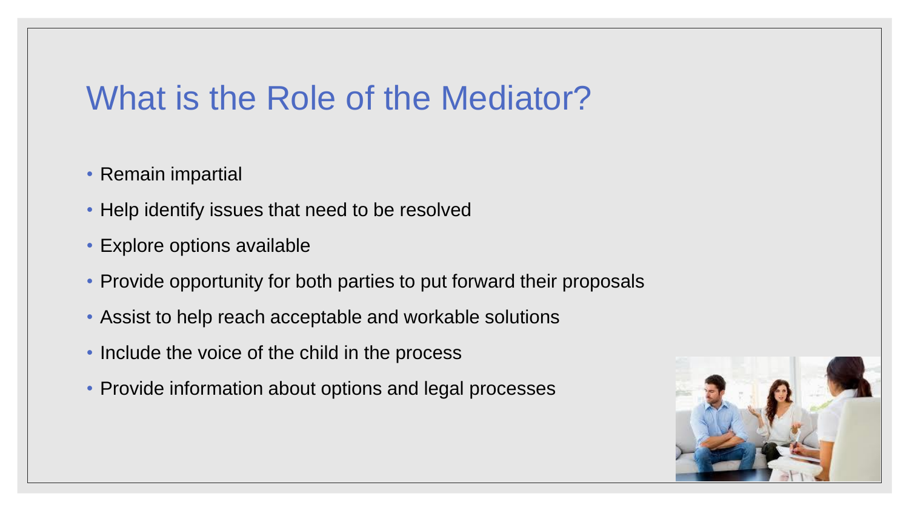# What is the Role of the Mediator?

- Remain impartial
- Help identify issues that need to be resolved
- Explore options available
- Provide opportunity for both parties to put forward their proposals
- Assist to help reach acceptable and workable solutions
- Include the voice of the child in the process
- Provide information about options and legal processes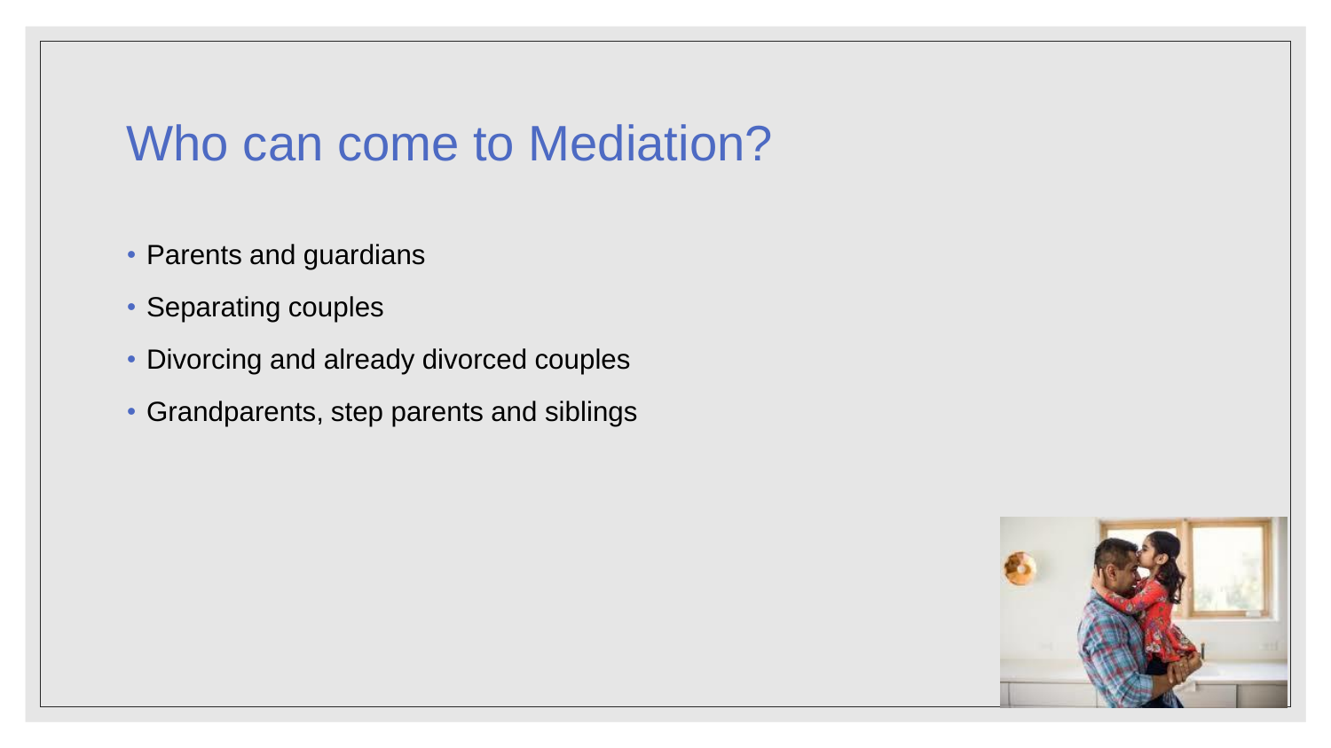# Who can come to Mediation?

- Parents and guardians
- Separating couples
- Divorcing and already divorced couples
- Grandparents, step parents and siblings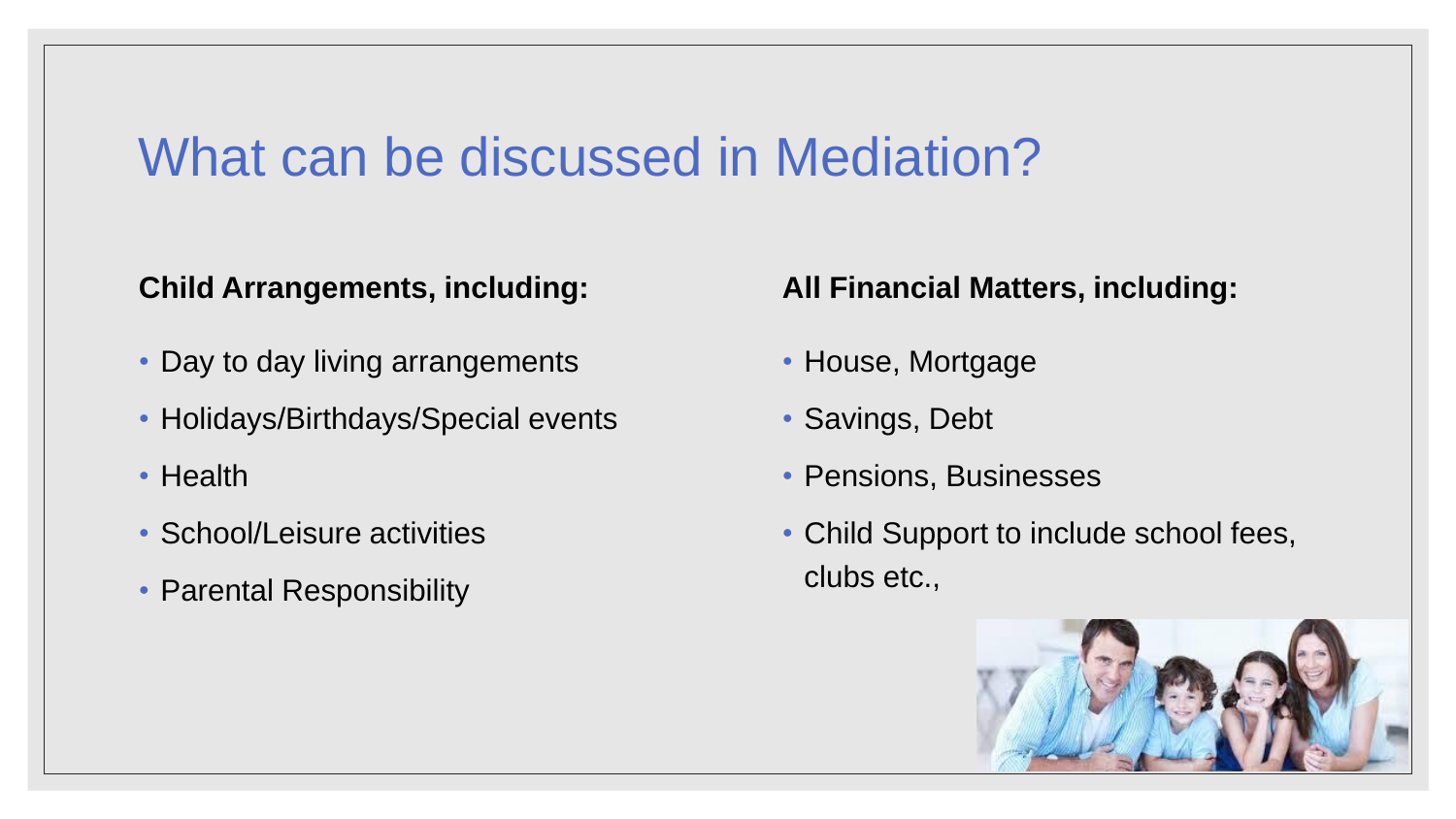# What can be discussed in Mediation?

**Child Arrangements, including:**

- Day to day living arrangements
- Holidays/Birthdays/Special events
- Health
- School/Leisure activities
- Parental Responsibility

**All Financial Matters, including:**

- House, Mortgage
- Savings, Debt
- Pensions, Businesses
- Child Support to include school fees, clubs etc.,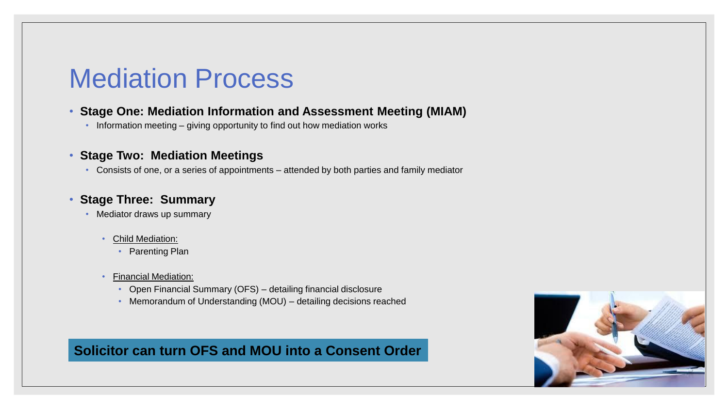# Mediation Process

- **Stage One: Mediation Information and Assessment Meeting (MIAM)**
  - Information meeting – giving opportunity to find out how mediation works

- **Stage Two: Mediation Meetings**
  - Consists of one, or a series of appointments – attended by both parties and family mediator

- **Stage Three: Summary**
  - Mediator draws up summary
    - Child Mediation:
      - Parenting Plan
    - Financial Mediation:
      - Open Financial Summary (OFS) – detailing financial disclosure
      - Memorandum of Understanding (MOU) – detailing decisions reached

**Solicitor can turn OFS and MOU into a Consent Order**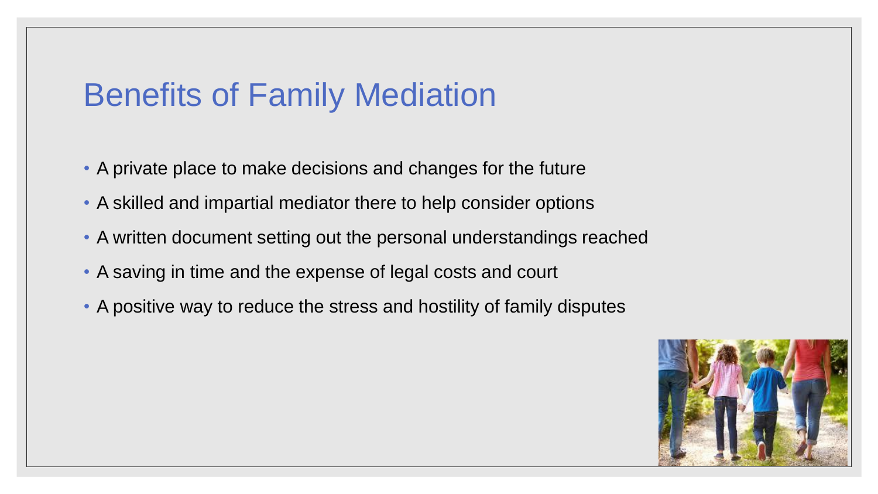# Benefits of Family Mediation

- A private place to make decisions and changes for the future
- A skilled and impartial mediator there to help consider options
- A written document setting out the personal understandings reached
- A saving in time and the expense of legal costs and court
- A positive way to reduce the stress and hostility of family disputes